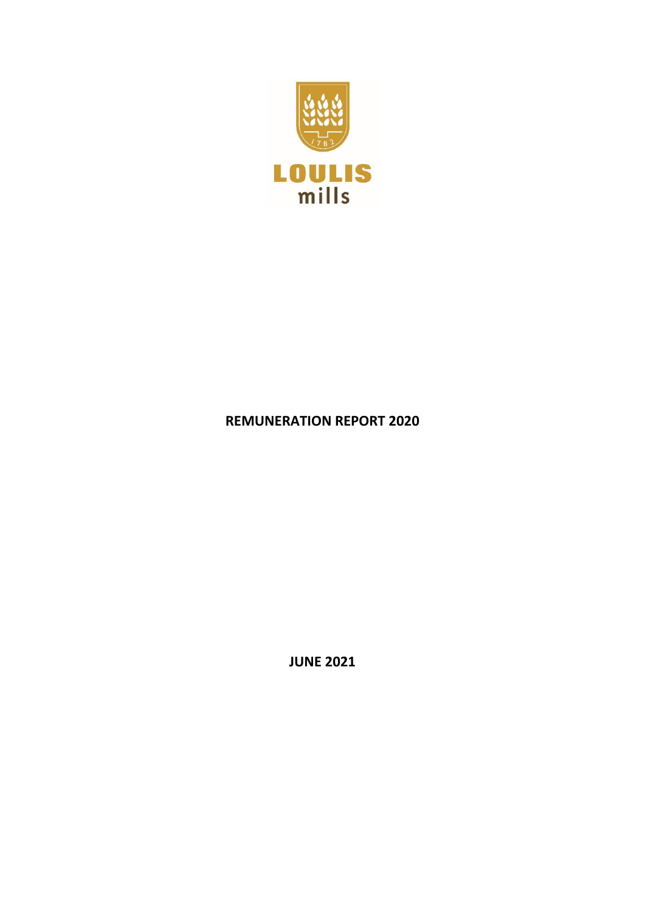LOULIS mills

# REMUNERATION REPORT 2020

**JUNE 2021**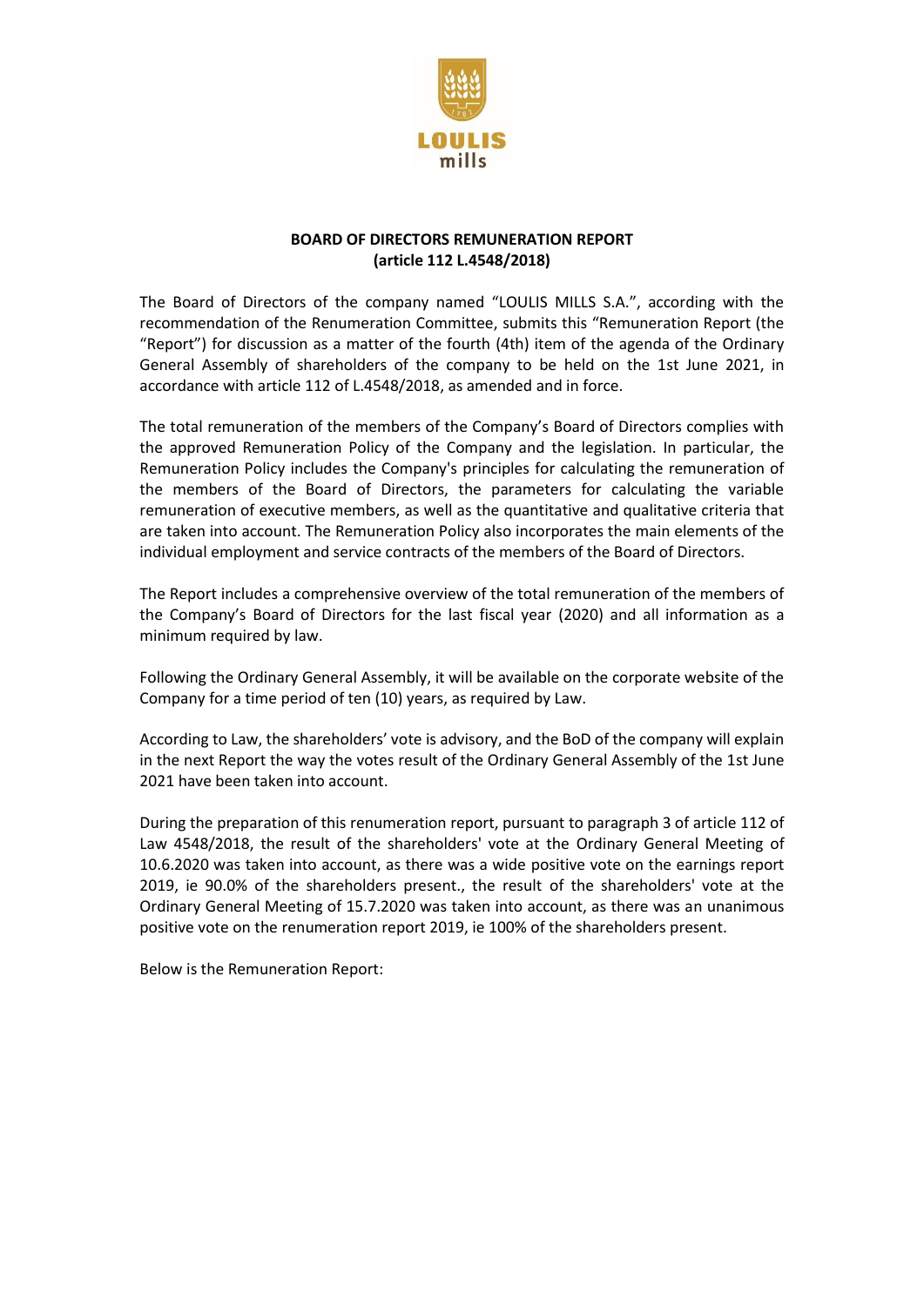**BOARD OF DIRECTORS REMUNERATION REPORT**
**(article 112 L.4548/2018)**

The Board of Directors of the company named "LOULIS MILLS S.A.", according with the recommendation of the Renumeration Committee, submits this "Remuneration Report (the "Report") for discussion as a matter of the fourth (4th) item of the agenda of the Ordinary General Assembly of shareholders of the company to be held on the 1st June 2021, in accordance with article 112 of L.4548/2018, as amended and in force.

The total remuneration of the members of the Company's Board of Directors complies with the approved Remuneration Policy of the Company and the legislation. In particular, the Remuneration Policy includes the Company's principles for calculating the remuneration of the members of the Board of Directors, the parameters for calculating the variable remuneration of executive members, as well as the quantitative and qualitative criteria that are taken into account. The Remuneration Policy also incorporates the main elements of the individual employment and service contracts of the members of the Board of Directors.

The Report includes a comprehensive overview of the total remuneration of the members of the Company's Board of Directors for the last fiscal year (2020) and all information as a minimum required by law.

Following the Ordinary General Assembly, it will be available on the corporate website of the Company for a time period of ten (10) years, as required by Law.

According to Law, the shareholders' vote is advisory, and the BoD of the company will explain in the next Report the way the votes result of the Ordinary General Assembly of the 1st June 2021 have been taken into account.

During the preparation of this renumeration report, pursuant to paragraph 3 of article 112 of Law 4548/2018, the result of the shareholders' vote at the Ordinary General Meeting of 10.6.2020 was taken into account, as there was a wide positive vote on the earnings report 2019, ie 90.0% of the shareholders present., the result of the shareholders' vote at the Ordinary General Meeting of 15.7.2020 was taken into account, as there was an unanimous positive vote on the renumeration report 2019, ie 100% of the shareholders present.

Below is the Remuneration Report: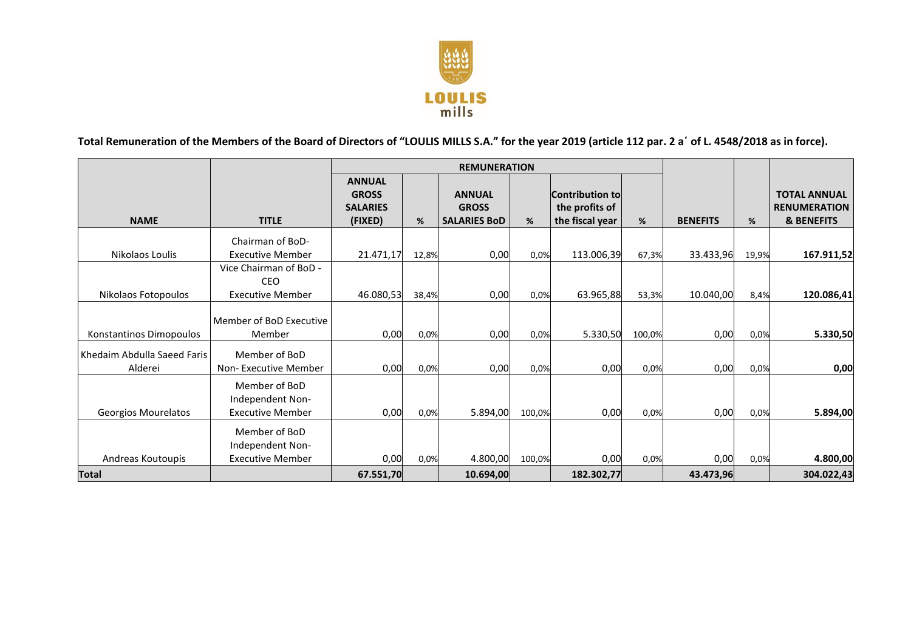LOULIS mills

**Total Remuneration of the Members of the Board of Directors of "LOULIS MILLS S.A." for the year 2019 (article 112 par. 2 a΄ of L. 4548/2018 as in force).**

| | | REMUNERATION | | | | | | | | |
|---|---|---|---|---|---|---|---|---|---|---|
| **NAME** | **TITLE** | **ANNUAL GROSS SALARIES (FIXED)** | **%** | **ANNUAL GROSS SALARIES BoD** | **%** | **Contribution to the profits of the fiscal year** | **%** | **BENEFITS** | **%** | **TOTAL ANNUAL RENUMERATION & BENEFITS** |
| Nikolaos Loulis | Chairman of BoD- Executive Member | 21.471,17 | 12,8% | 0,00 | 0,0% | 113.006,39 | 67,3% | 33.433,96 | 19,9% | **167.911,52** |
| Nikolaos Fotopoulos | Vice Chairman of BoD - CEO Executive Member | 46.080,53 | 38,4% | 0,00 | 0,0% | 63.965,88 | 53,3% | 10.040,00 | 8,4% | **120.086,41** |
| Konstantinos Dimopoulos | Member of BoD Executive Member | 0,00 | 0,0% | 0,00 | 0,0% | 5.330,50 | 100,0% | 0,00 | 0,0% | **5.330,50** |
| Khedaim Abdulla Saeed Faris Alderei | Member of BoD Non- Executive Member | 0,00 | 0,0% | 0,00 | 0,0% | 0,00 | 0,0% | 0,00 | 0,0% | **0,00** |
| Georgios Mourelatos | Member of BoD Independent Non-Executive Member | 0,00 | 0,0% | 5.894,00 | 100,0% | 0,00 | 0,0% | 0,00 | 0,0% | **5.894,00** |
| Andreas Koutoupis | Member of BoD Independent Non-Executive Member | 0,00 | 0,0% | 4.800,00 | 100,0% | 0,00 | 0,0% | 0,00 | 0,0% | **4.800,00** |
| **Total** | | **67.551,70** | | **10.694,00** | | **182.302,77** | | **43.473,96** | | **304.022,43** |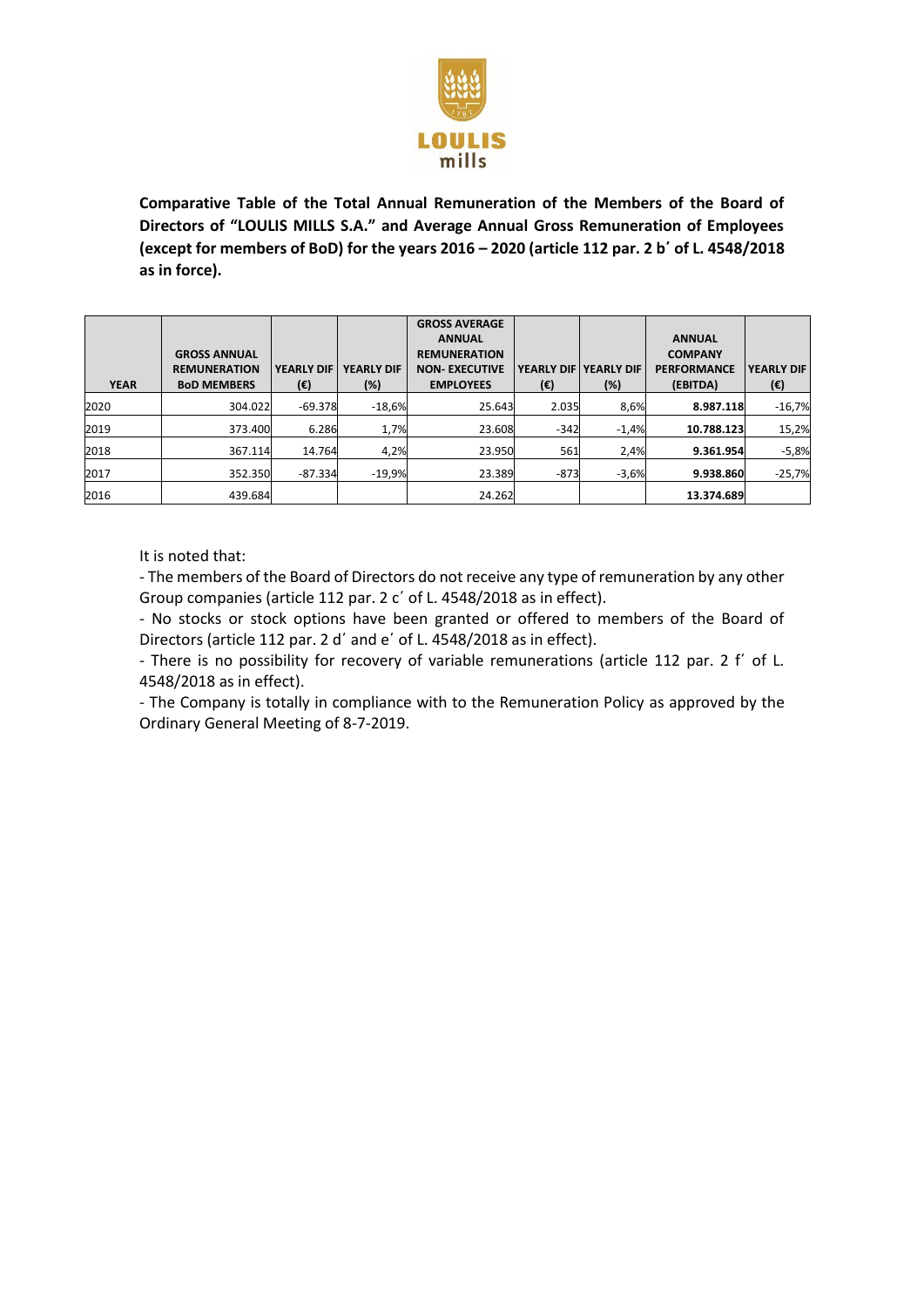**Comparative Table of the Total Annual Remuneration of the Members of the Board of Directors of "LOULIS MILLS S.A." and Average Annual Gross Remuneration of Employees (except for members of BoD) for the years 2016 – 2020 (article 112 par. 2 b΄ of L. 4548/2018 as in force).**

| YEAR | GROSS ANNUAL REMUNERATION BoD MEMBERS | YEARLY DIF (€) | YEARLY DIF (%) | GROSS AVERAGE ANNUAL REMUNERATION NON- EXECUTIVE EMPLOYEES | YEARLY DIF (€) | YEARLY DIF (%) | ANNUAL COMPANY PERFORMANCE (EBITDA) | YEARLY DIF (€) |
|---|---|---|---|---|---|---|---|---|
| 2020 | 304.022 | -69.378 | -18,6% | 25.643 | 2.035 | 8,6% | **8.987.118** | -16,7% |
| 2019 | 373.400 | 6.286 | 1,7% | 23.608 | -342 | -1,4% | **10.788.123** | 15,2% |
| 2018 | 367.114 | 14.764 | 4,2% | 23.950 | 561 | 2,4% | **9.361.954** | -5,8% |
| 2017 | 352.350 | -87.334 | -19,9% | 23.389 | -873 | -3,6% | **9.938.860** | -25,7% |
| 2016 | 439.684 | | | 24.262 | | | **13.374.689** | |

It is noted that:

- The members of the Board of Directors do not receive any type of remuneration by any other Group companies (article 112 par. 2 c΄ of L. 4548/2018 as in effect).
- No stocks or stock options have been granted or offered to members of the Board of Directors (article 112 par. 2 d΄ and e΄ of L. 4548/2018 as in effect).
- There is no possibility for recovery of variable remunerations (article 112 par. 2 f΄ of L. 4548/2018 as in effect).
- The Company is totally in compliance with to the Remuneration Policy as approved by the Ordinary General Meeting of 8-7-2019.